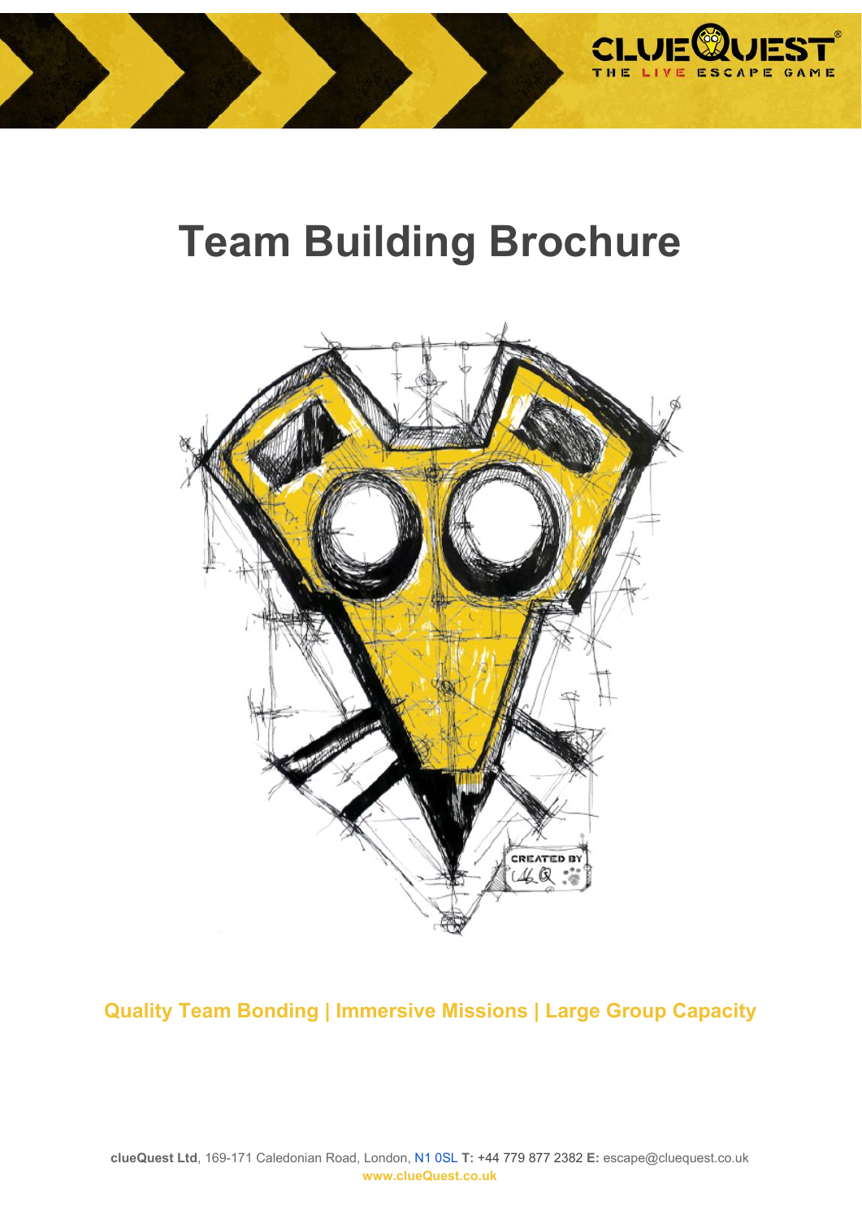# Team Building Brochure

**Quality Team Bonding | Immersive Missions | Large Group Capacity**

**clueQuest Ltd**, 169-171 Caledonian Road, London, N1 0SL **T:** +44 779 877 2382 **E:** escape@cluequest.co.uk
**www.clueQuest.co.uk**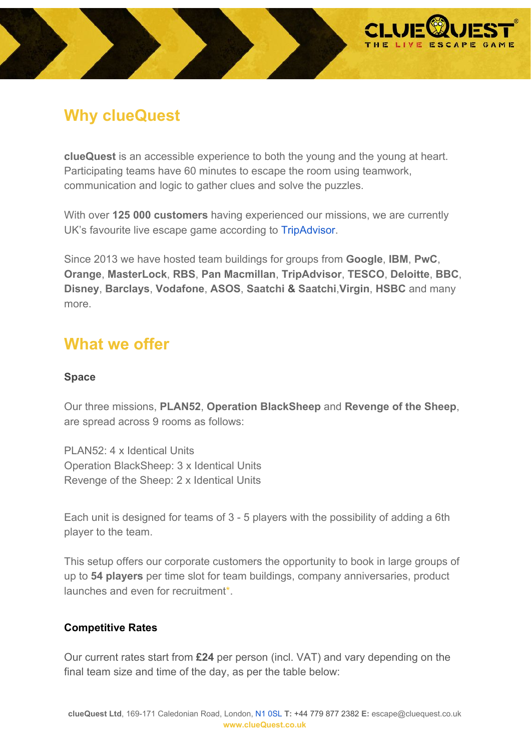## Why clueQuest

**clueQuest** is an accessible experience to both the young and the young at heart. Participating teams have 60 minutes to escape the room using teamwork, communication and logic to gather clues and solve the puzzles.

With over **125 000 customers** having experienced our missions, we are currently UK's favourite live escape game according to TripAdvisor.

Since 2013 we have hosted team buildings for groups from **Google**, **IBM**, **PwC**, **Orange**, **MasterLock**, **RBS**, **Pan Macmillan**, **TripAdvisor**, **TESCO**, **Deloitte**, **BBC**, **Disney**, **Barclays**, **Vodafone**, **ASOS**, **Saatchi & Saatchi**,**Virgin**, **HSBC** and many more.

## What we offer

### Space

Our three missions, **PLAN52**, **Operation BlackSheep** and **Revenge of the Sheep**, are spread across 9 rooms as follows:

PLAN52: 4 x Identical Units
Operation BlackSheep: 3 x Identical Units
Revenge of the Sheep: 2 x Identical Units

Each unit is designed for teams of 3 - 5 players with the possibility of adding a 6th player to the team.

This setup offers our corporate customers the opportunity to book in large groups of up to **54 players** per time slot for team buildings, company anniversaries, product launches and even for recruitment*.

### Competitive Rates

Our current rates start from **£24** per person (incl. VAT) and vary depending on the final team size and time of the day, as per the table below: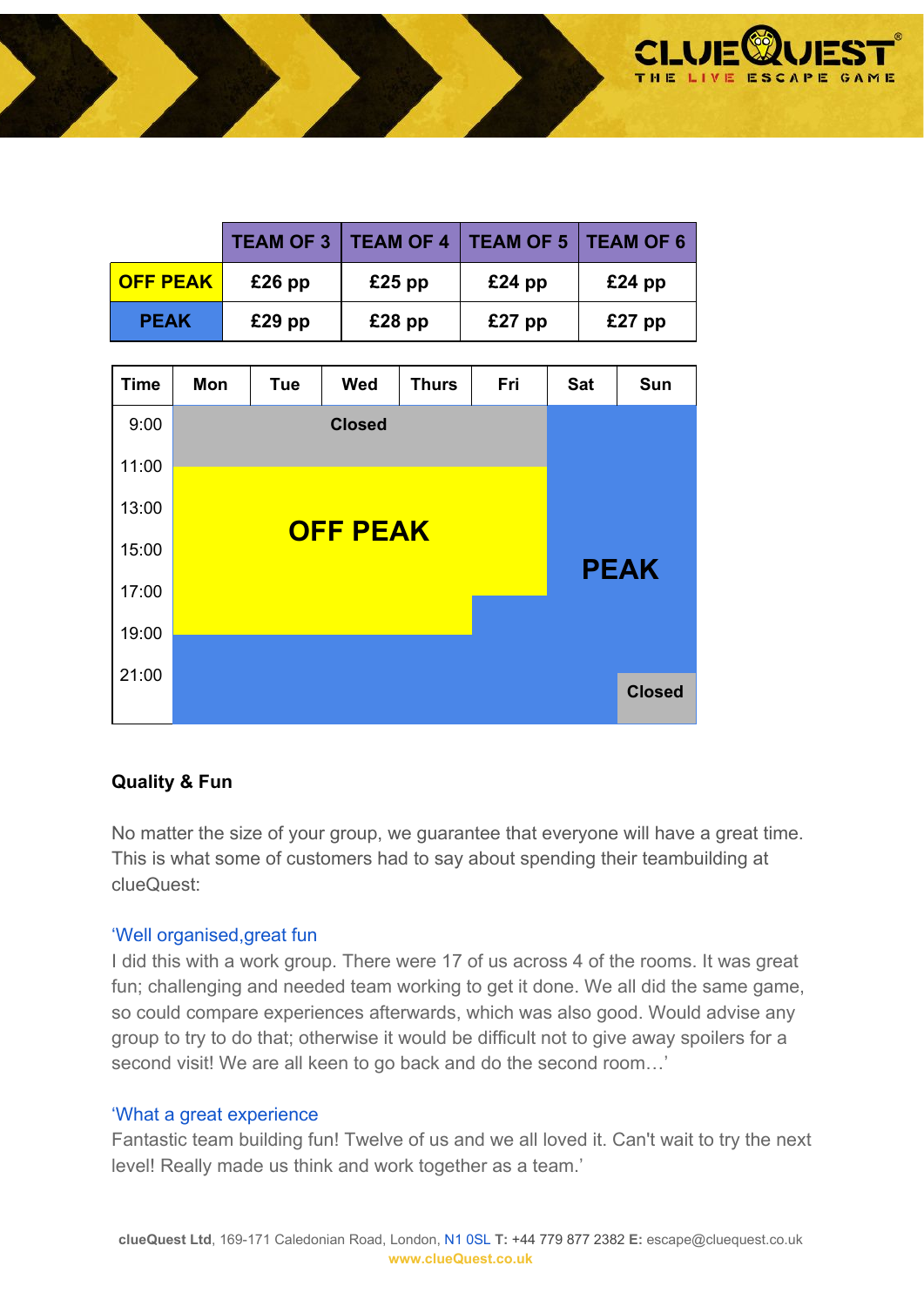| | TEAM OF 3 | TEAM OF 4 | TEAM OF 5 | TEAM OF 6 |
|---|---|---|---|---|
| OFF PEAK | £26 pp | £25 pp | £24 pp | £24 pp |
| PEAK | £29 pp | £28 pp | £27 pp | £27 pp |

| Time | Mon | Tue | Wed | Thurs | Fri | Sat | Sun |
|---|---|---|---|---|---|---|---|
| 9:00 | Closed | Closed | Closed | Closed | Closed | PEAK | PEAK |
| 11:00 | OFF PEAK | OFF PEAK | OFF PEAK | OFF PEAK | OFF PEAK | PEAK | PEAK |
| 13:00 | OFF PEAK | OFF PEAK | OFF PEAK | OFF PEAK | OFF PEAK | PEAK | PEAK |
| 15:00 | OFF PEAK | OFF PEAK | OFF PEAK | OFF PEAK | OFF PEAK | PEAK | PEAK |
| 17:00 | OFF PEAK | OFF PEAK | OFF PEAK | OFF PEAK | PEAK | PEAK | PEAK |
| 19:00 | PEAK | PEAK | PEAK | PEAK | PEAK | PEAK | PEAK |
| 21:00 | PEAK | PEAK | PEAK | PEAK | PEAK | PEAK | Closed |

**Quality & Fun**

No matter the size of your group, we guarantee that everyone will have a great time. This is what some of customers had to say about spending their teambuilding at clueQuest:

'Well organised,great fun
I did this with a work group. There were 17 of us across 4 of the rooms. It was great fun; challenging and needed team working to get it done. We all did the same game, so could compare experiences afterwards, which was also good. Would advise any group to try to do that; otherwise it would be difficult not to give away spoilers for a second visit! We are all keen to go back and do the second room…'

'What a great experience
Fantastic team building fun! Twelve of us and we all loved it. Can't wait to try the next level! Really made us think and work together as a team.'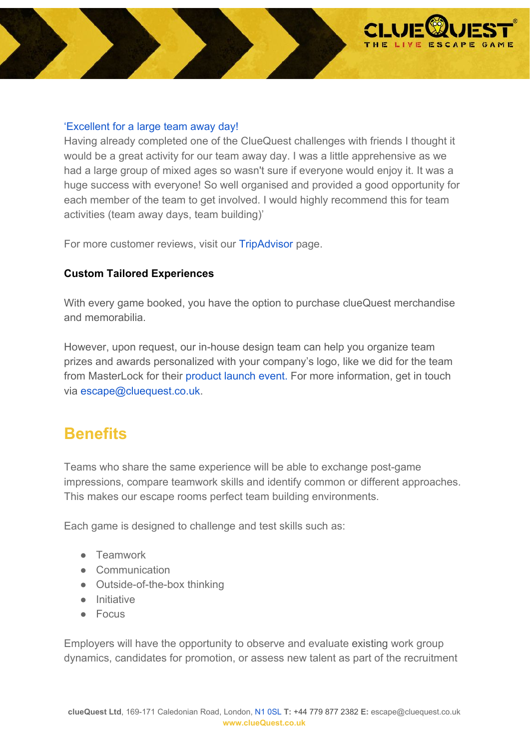'Excellent for a large team away day!

Having already completed one of the ClueQuest challenges with friends I thought it would be a great activity for our team away day. I was a little apprehensive as we had a large group of mixed ages so wasn't sure if everyone would enjoy it. It was a huge success with everyone! So well organised and provided a good opportunity for each member of the team to get involved. I would highly recommend this for team activities (team away days, team building)'

For more customer reviews, visit our TripAdvisor page.

**Custom Tailored Experiences**

With every game booked, you have the option to purchase clueQuest merchandise and memorabilia.

However, upon request, our in-house design team can help you organize team prizes and awards personalized with your company's logo, like we did for the team from MasterLock for their product launch event. For more information, get in touch via escape@cluequest.co.uk.

## Benefits

Teams who share the same experience will be able to exchange post-game impressions, compare teamwork skills and identify common or different approaches. This makes our escape rooms perfect team building environments.

Each game is designed to challenge and test skills such as:

- Teamwork
- Communication
- Outside-of-the-box thinking
- Initiative
- Focus

Employers will have the opportunity to observe and evaluate existing work group dynamics, candidates for promotion, or assess new talent as part of the recruitment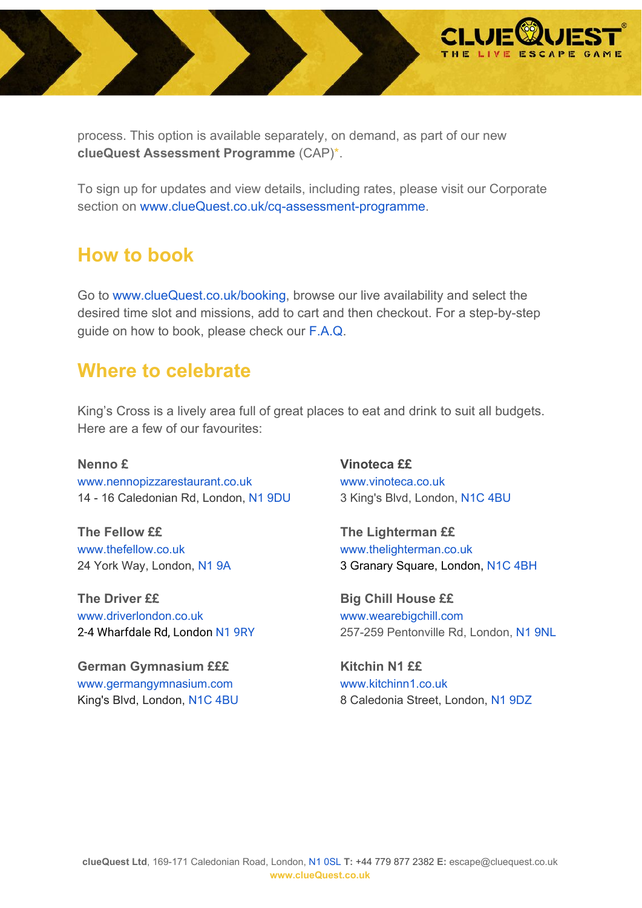process. This option is available separately, on demand, as part of our new **clueQuest Assessment Programme** (CAP)*.

To sign up for updates and view details, including rates, please visit our Corporate section on www.clueQuest.co.uk/cq-assessment-programme.

## How to book

Go to www.clueQuest.co.uk/booking, browse our live availability and select the desired time slot and missions, add to cart and then checkout. For a step-by-step guide on how to book, please check our F.A.Q.

## Where to celebrate

King's Cross is a lively area full of great places to eat and drink to suit all budgets. Here are a few of our favourites:

**Nenno £**
www.nennopizzarestaurant.co.uk
14 - 16 Caledonian Rd, London, N1 9DU

**The Fellow ££**
www.thefellow.co.uk
24 York Way, London, N1 9A

**The Driver ££**
www.driverlondon.co.uk
2-4 Wharfdale Rd, London N1 9RY

**German Gymnasium £££**
www.germangymnasium.com
King's Blvd, London, N1C 4BU

**Vinoteca ££**
www.vinoteca.co.uk
3 King's Blvd, London, N1C 4BU

**The Lighterman ££**
www.thelighterman.co.uk
3 Granary Square, London, N1C 4BH

**Big Chill House ££**
www.wearebigchill.com
257-259 Pentonville Rd, London, N1 9NL

**Kitchin N1 ££**
www.kitchinn1.co.uk
8 Caledonia Street, London, N1 9DZ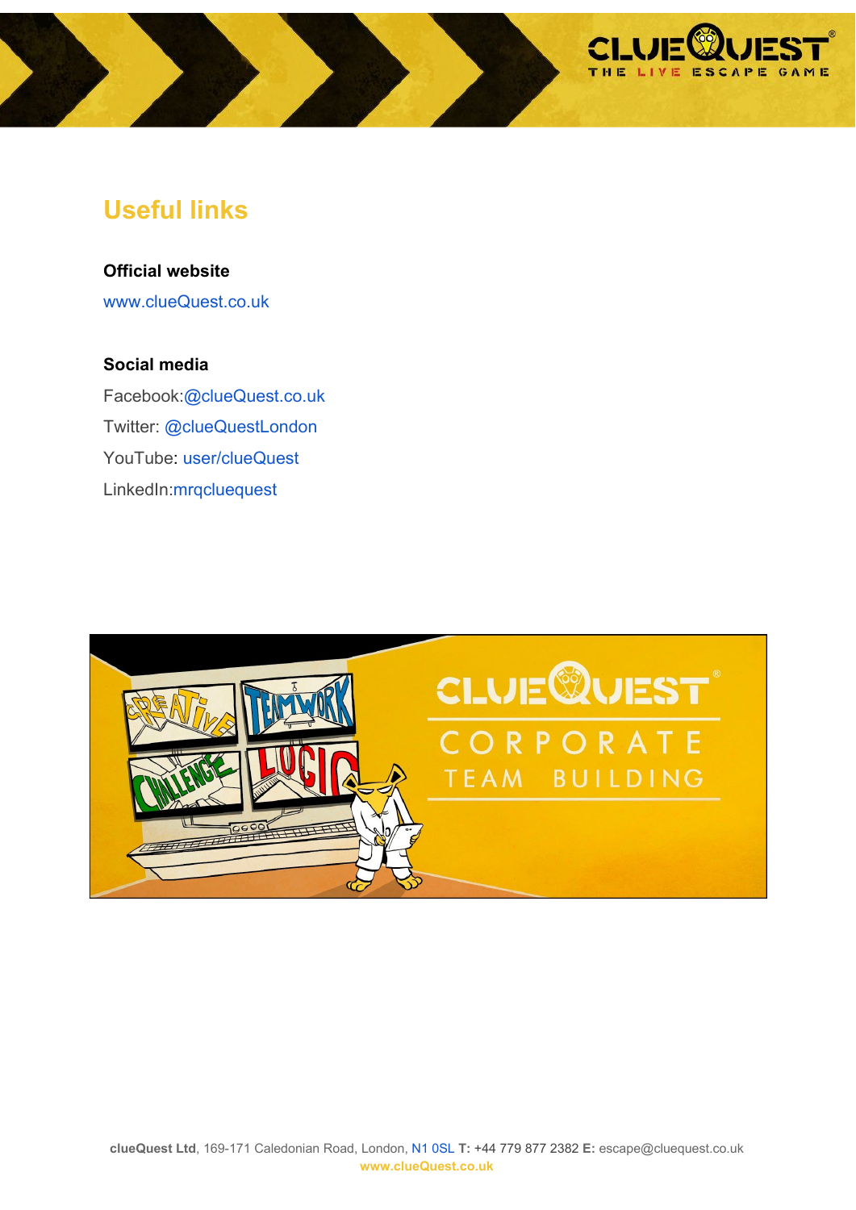## Useful links

**Official website**

www.clueQuest.co.uk

**Social media**

Facebook:@clueQuest.co.uk

Twitter: @clueQuestLondon

YouTube: user/clueQuest

LinkedIn:mrqcluequest

**clueQuest Ltd**, 169-171 Caledonian Road, London, N1 0SL **T:** +44 779 877 2382 **E:** escape@cluequest.co.uk
**www.clueQuest.co.uk**